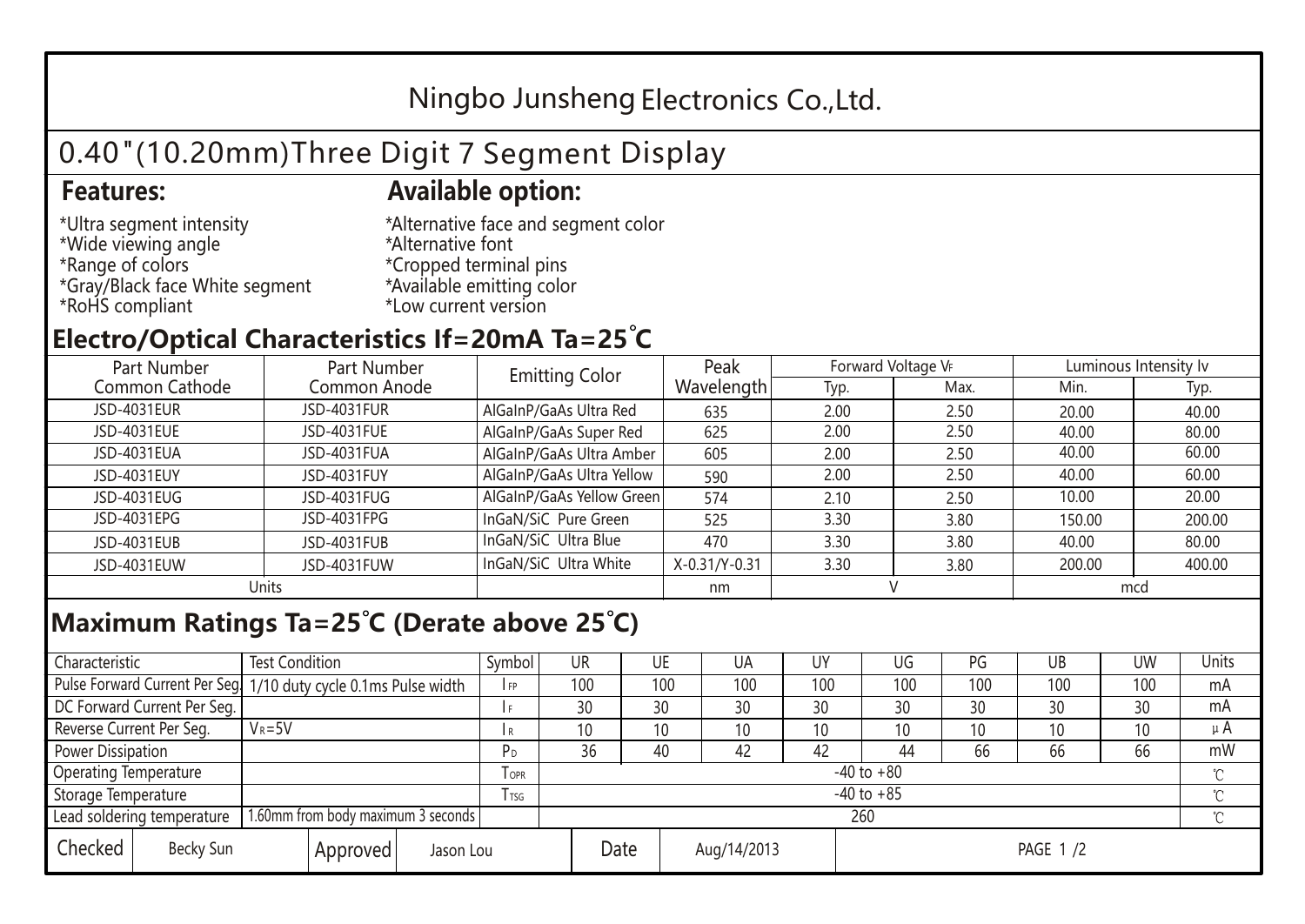# Ningbo Junsheng Electronics Co.,Ltd.

## 0.40"(10.20mm)Three Digit 7 Segment Display

### Features:

*Ultra segment intensity
*Wide viewing angle
*Range of colors
*Gray/Black face White segment
*RoHS compliant

### Available option:

*Alternative face and segment color
*Alternative font
*Cropped terminal pins
*Available emitting color
*Low current version

## Electro/Optical Characteristics If=20mA Ta=25°C

| Part Number Common Cathode | Part Number Common Anode | Emitting Color | Peak Wavelength | Forward Voltage $V_F$ | | Luminous Intensity Iv | |
|---|---|---|---|---|---|---|---|
| | | | | Typ. | Max. | Min. | Typ. |
| JSD-4031EUR | JSD-4031FUR | AlGaInP/GaAs Ultra Red | 635 | 2.00 | 2.50 | 20.00 | 40.00 |
| JSD-4031EUE | JSD-4031FUE | AlGaInP/GaAs Super Red | 625 | 2.00 | 2.50 | 40.00 | 80.00 |
| JSD-4031EUA | JSD-4031FUA | AlGaInP/GaAs Ultra Amber | 605 | 2.00 | 2.50 | 40.00 | 60.00 |
| JSD-4031EUY | JSD-4031FUY | AlGaInP/GaAs Ultra Yellow | 590 | 2.00 | 2.50 | 40.00 | 60.00 |
| JSD-4031EUG | JSD-4031FUG | AlGaInP/GaAs Yellow Green | 574 | 2.10 | 2.50 | 10.00 | 20.00 |
| JSD-4031EPG | JSD-4031FPG | InGaN/SiC Pure Green | 525 | 3.30 | 3.80 | 150.00 | 200.00 |
| JSD-4031EUB | JSD-4031FUB | InGaN/SiC Ultra Blue | 470 | 3.30 | 3.80 | 40.00 | 80.00 |
| JSD-4031EUW | JSD-4031FUW | InGaN/SiC Ultra White | X-0.31/Y-0.31 | 3.30 | 3.80 | 200.00 | 400.00 |
| Units | | | nm | V | | mcd | |

## Maximum Ratings Ta=25°C (Derate above 25°C)

| Characteristic | Test Condition | Symbol | UR | UE | UA | UY | UG | PG | UB | UW | Units |
|---|---|---|---|---|---|---|---|---|---|---|---|
| Pulse Forward Current Per Seg. | 1/10 duty cycle 0.1ms Pulse width | $I_{FP}$ | 100 | 100 | 100 | 100 | 100 | 100 | 100 | 100 | mA |
| DC Forward Current Per Seg. | | $I_F$ | 30 | 30 | 30 | 30 | 30 | 30 | 30 | 30 | mA |
| Reverse Current Per Seg. | $V_R$=5V | $I_R$ | 10 | 10 | 10 | 10 | 10 | 10 | 10 | 10 | μA |
| Power Dissipation | | $P_D$ | 36 | 40 | 42 | 42 | 44 | 66 | 66 | 66 | mW |
| Operating Temperature | | $T_{OPR}$ | -40 to +80 | | | | | | | | ℃ |
| Storage Temperature | | $T_{TSG}$ | -40 to +85 | | | | | | | | ℃ |
| Lead soldering temperature | 1.60mm from body maximum 3 seconds | | 260 | | | | | | | | ℃ |

| Checked | Becky Sun | Approved | Jason Lou | Date | Aug/14/2013 |
|---|---|---|---|---|---|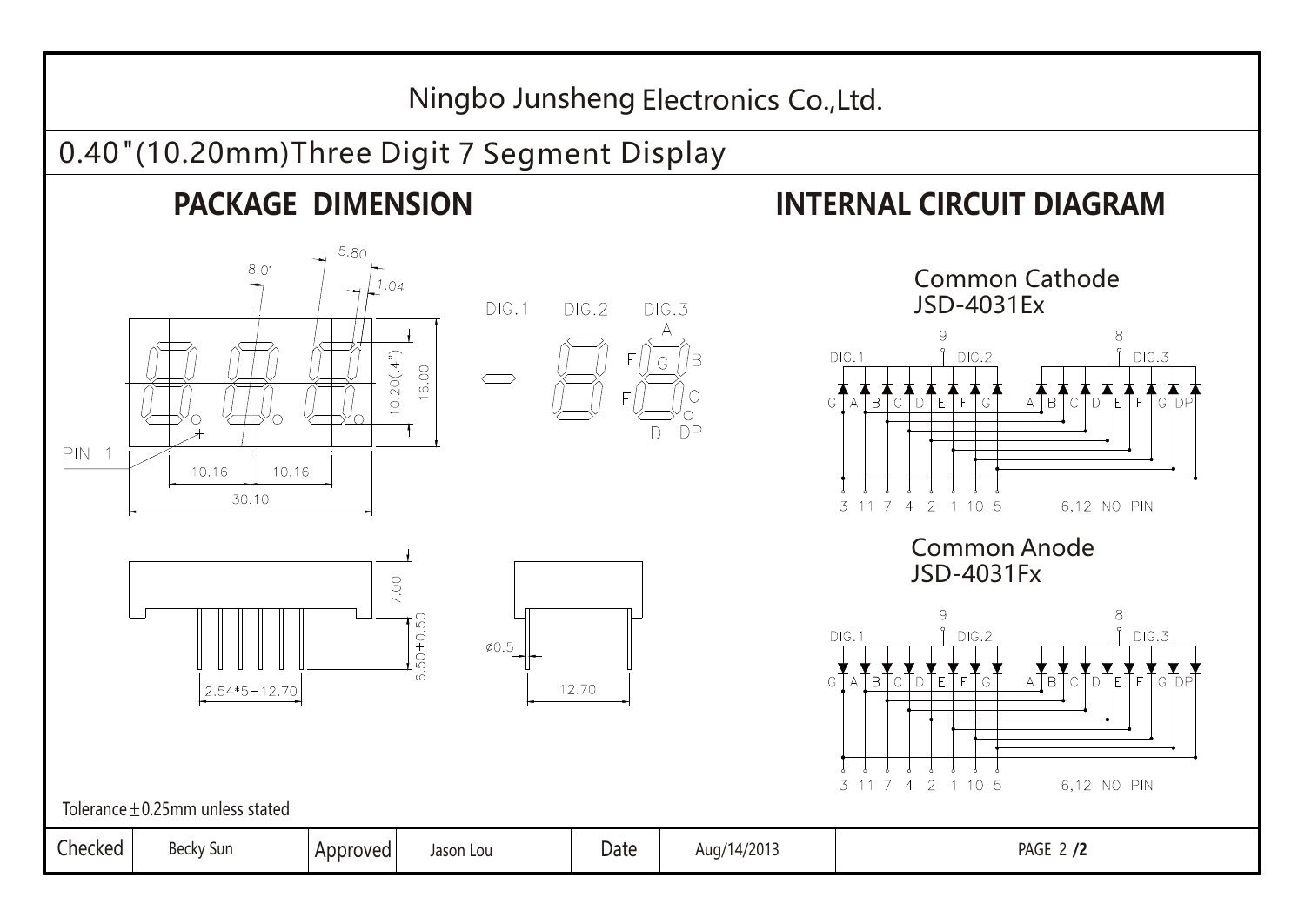Ningbo Junsheng Electronics Co.,Ltd.

0.40"(10.20mm)Three Digit 7 Segment Display

## PACKAGE DIMENSION

5.80
8.0°
1.04
DIG.1 DIG.2 DIG.3
A
F G B
E C
D DP
10.20(.4")
16.00
PIN 1
10.16 10.16
30.10
7.00
6.50±0.50
ø0.5
2.54*5=12.70
12.70

Tolerance ± 0.25mm unless stated

## INTERNAL CIRCUIT DIAGRAM

Common Cathode
JSD-4031Ex

9 8
DIG.1 DIG.2 DIG.3
G A B C D E F G A B C D E F G DP
3 11 7 4 2 1 10 5 6,12 NO PIN

Common Anode
JSD-4031Fx

9 8
DIG.1 DIG.2 DIG.3
G A B C D E F G A B C D E F G DP
3 11 7 4 2 1 10 5 6,12 NO PIN

| Checked | Becky Sun | Approved | Jason Lou | Date | Aug/14/2013 |
|---|---|---|---|---|---|